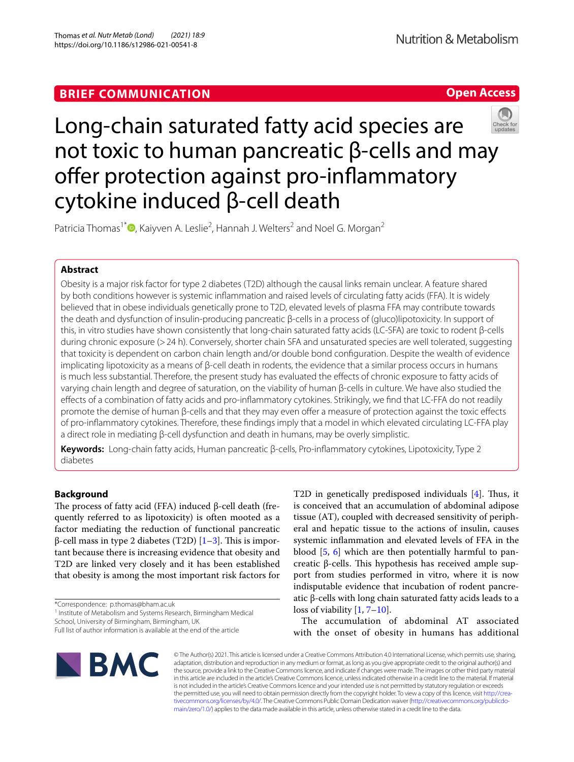BRIEF COMMUNICATION

Open Access

# Long-chain saturated fatty acid species are not toxic to human pancreatic β-cells and may offer protection against pro-inflammatory cytokine induced β-cell death

Patricia Thomas[1*], Kaiyven A. Leslie[2], Hannah J. Welters[2] and Noel G. Morgan[2]

## Abstract

Obesity is a major risk factor for type 2 diabetes (T2D) although the causal links remain unclear. A feature shared by both conditions however is systemic inflammation and raised levels of circulating fatty acids (FFA). It is widely believed that in obese individuals genetically prone to T2D, elevated levels of plasma FFA may contribute towards the death and dysfunction of insulin-producing pancreatic β-cells in a process of (gluco)lipotoxicity. In support of this, in vitro studies have shown consistently that long-chain saturated fatty acids (LC-SFA) are toxic to rodent β-cells during chronic exposure (> 24 h). Conversely, shorter chain SFA and unsaturated species are well tolerated, suggesting that toxicity is dependent on carbon chain length and/or double bond configuration. Despite the wealth of evidence implicating lipotoxicity as a means of β-cell death in rodents, the evidence that a similar process occurs in humans is much less substantial. Therefore, the present study has evaluated the effects of chronic exposure to fatty acids of varying chain length and degree of saturation, on the viability of human β-cells in culture. We have also studied the effects of a combination of fatty acids and pro-inflammatory cytokines. Strikingly, we find that LC-FFA do not readily promote the demise of human β-cells and that they may even offer a measure of protection against the toxic effects of pro-inflammatory cytokines. Therefore, these findings imply that a model in which elevated circulating LC-FFA play a direct role in mediating β-cell dysfunction and death in humans, may be overly simplistic.

**Keywords:** Long-chain fatty acids, Human pancreatic β-cells, Pro-inflammatory cytokines, Lipotoxicity, Type 2 diabetes

## Background

The process of fatty acid (FFA) induced β-cell death (frequently referred to as lipotoxicity) is often mooted as a factor mediating the reduction of functional pancreatic β-cell mass in type 2 diabetes (T2D) [1–3]. This is important because there is increasing evidence that obesity and T2D are linked very closely and it has been established that obesity is among the most important risk factors for T2D in genetically predisposed individuals [4]. Thus, it is conceived that an accumulation of abdominal adipose tissue (AT), coupled with decreased sensitivity of peripheral and hepatic tissue to the actions of insulin, causes systemic inflammation and elevated levels of FFA in the blood [5, 6] which are then potentially harmful to pancreatic β-cells. This hypothesis has received ample support from studies performed in vitro, where it is now indisputable evidence that incubation of rodent pancreatic β-cells with long chain saturated fatty acids leads to a loss of viability [1, 7–10].

The accumulation of abdominal AT associated with the onset of obesity in humans has additional

*Correspondence: p.thomas@bham.ac.uk

[1] Institute of Metabolism and Systems Research, Birmingham Medical School, University of Birmingham, Birmingham, UK

Full list of author information is available at the end of the article

© The Author(s) 2021. This article is licensed under a Creative Commons Attribution 4.0 International License, which permits use, sharing, adaptation, distribution and reproduction in any medium or format, as long as you give appropriate credit to the original author(s) and the source, provide a link to the Creative Commons licence, and indicate if changes were made. The images or other third party material in this article are included in the article's Creative Commons licence, unless indicated otherwise in a credit line to the material. If material is not included in the article's Creative Commons licence and your intended use is not permitted by statutory regulation or exceeds the permitted use, you will need to obtain permission directly from the copyright holder. To view a copy of this licence, visit http://creativecommons.org/licenses/by/4.0/. The Creative Commons Public Domain Dedication waiver (http://creativecommons.org/publicdomain/zero/1.0/) applies to the data made available in this article, unless otherwise stated in a credit line to the data.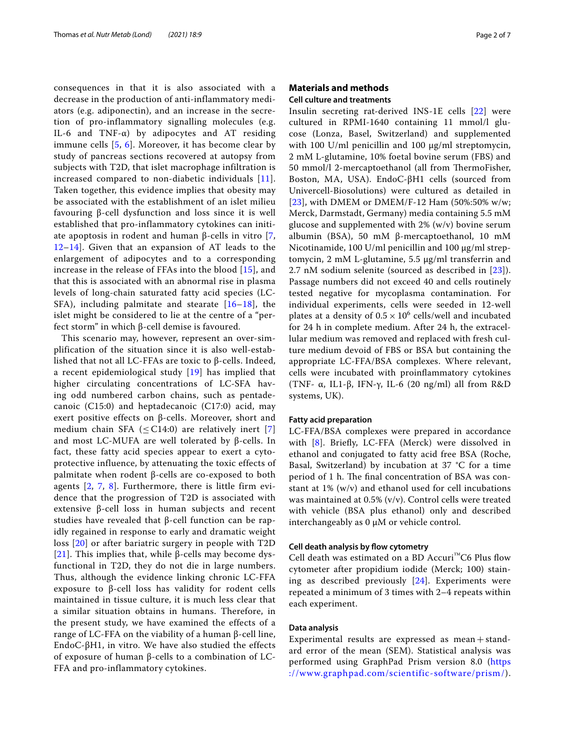consequences in that it is also associated with a decrease in the production of anti-inflammatory mediators (e.g. adiponectin), and an increase in the secretion of pro-inflammatory signalling molecules (e.g. IL-6 and TNF-α) by adipocytes and AT residing immune cells [5, 6]. Moreover, it has become clear by study of pancreas sections recovered at autopsy from subjects with T2D, that islet macrophage infiltration is increased compared to non-diabetic individuals [11]. Taken together, this evidence implies that obesity may be associated with the establishment of an islet milieu favouring β-cell dysfunction and loss since it is well established that pro-inflammatory cytokines can initiate apoptosis in rodent and human β-cells in vitro [7, 12–14]. Given that an expansion of AT leads to the enlargement of adipocytes and to a corresponding increase in the release of FFAs into the blood [15], and that this is associated with an abnormal rise in plasma levels of long-chain saturated fatty acid species (LC-SFA), including palmitate and stearate [16–18], the islet might be considered to lie at the centre of a "perfect storm" in which β-cell demise is favoured.

This scenario may, however, represent an over-simplification of the situation since it is also well-established that not all LC-FFAs are toxic to β-cells. Indeed, a recent epidemiological study [19] has implied that higher circulating concentrations of LC-SFA having odd numbered carbon chains, such as pentadecanoic (C15:0) and heptadecanoic (C17:0) acid, may exert positive effects on β-cells. Moreover, short and medium chain SFA (≤C14:0) are relatively inert [7] and most LC-MUFA are well tolerated by β-cells. In fact, these fatty acid species appear to exert a cytoprotective influence, by attenuating the toxic effects of palmitate when rodent β-cells are co-exposed to both agents [2, 7, 8]. Furthermore, there is little firm evidence that the progression of T2D is associated with extensive β-cell loss in human subjects and recent studies have revealed that β-cell function can be rapidly regained in response to early and dramatic weight loss [20] or after bariatric surgery in people with T2D [21]. This implies that, while β-cells may become dysfunctional in T2D, they do not die in large numbers. Thus, although the evidence linking chronic LC-FFA exposure to β-cell loss has validity for rodent cells maintained in tissue culture, it is much less clear that a similar situation obtains in humans. Therefore, in the present study, we have examined the effects of a range of LC-FFA on the viability of a human β-cell line, EndoC-βH1, in vitro. We have also studied the effects of exposure of human β-cells to a combination of LC-FFA and pro-inflammatory cytokines.

## Materials and methods

### Cell culture and treatments

Insulin secreting rat-derived INS-1E cells [22] were cultured in RPMI-1640 containing 11 mmol/l glucose (Lonza, Basel, Switzerland) and supplemented with 100 U/ml penicillin and 100 µg/ml streptomycin, 2 mM L-glutamine, 10% foetal bovine serum (FBS) and 50 mmol/l 2-mercaptoethanol (all from ThermoFisher, Boston, MA, USA). EndoC-βH1 cells (sourced from Univercell-Biosolutions) were cultured as detailed in [23], with DMEM or DMEM/F-12 Ham (50%:50% w/w; Merck, Darmstadt, Germany) media containing 5.5 mM glucose and supplemented with 2% (w/v) bovine serum albumin (BSA), 50 mM β-mercaptoethanol, 10 mM Nicotinamide, 100 U/ml penicillin and 100 µg/ml streptomycin, 2 mM L-glutamine, 5.5 µg/ml transferrin and 2.7 nM sodium selenite (sourced as described in [23]). Passage numbers did not exceed 40 and cells routinely tested negative for mycoplasma contamination. For individual experiments, cells were seeded in 12-well plates at a density of $0.5 \times 10^6$ cells/well and incubated for 24 h in complete medium. After 24 h, the extracellular medium was removed and replaced with fresh culture medium devoid of FBS or BSA but containing the appropriate LC-FFA/BSA complexes. Where relevant, cells were incubated with proinflammatory cytokines (TNF- α, IL1-β, IFN-γ, IL-6 (20 ng/ml) all from R&D systems, UK).

### Fatty acid preparation

LC-FFA/BSA complexes were prepared in accordance with [8]. Briefly, LC-FFA (Merck) were dissolved in ethanol and conjugated to fatty acid free BSA (Roche, Basal, Switzerland) by incubation at 37 °C for a time period of 1 h. The final concentration of BSA was constant at 1% (w/v) and ethanol used for cell incubations was maintained at 0.5% (v/v). Control cells were treated with vehicle (BSA plus ethanol) only and described interchangeably as 0 µM or vehicle control.

### Cell death analysis by flow cytometry

Cell death was estimated on a BD Accuri™C6 Plus flow cytometer after propidium iodide (Merck; 100) staining as described previously [24]. Experiments were repeated a minimum of 3 times with 2–4 repeats within each experiment.

### Data analysis

Experimental results are expressed as mean + standard error of the mean (SEM). Statistical analysis was performed using GraphPad Prism version 8.0 (https://www.graphpad.com/scientific-software/prism/).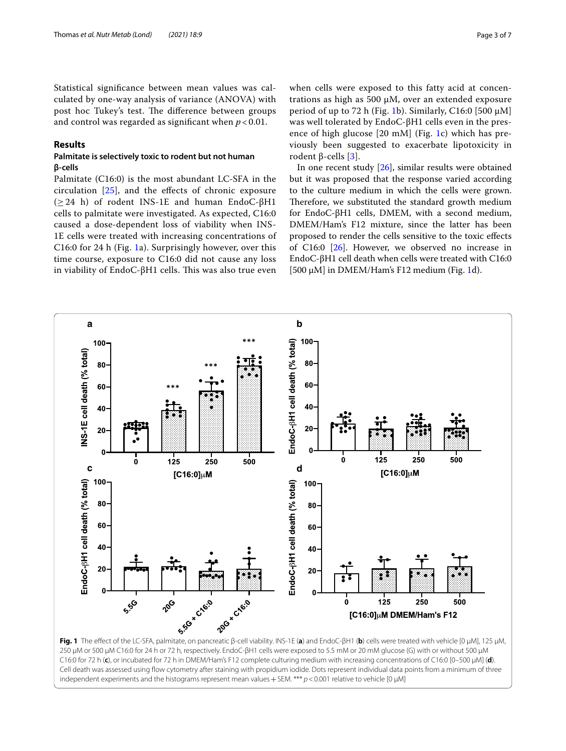Statistical significance between mean values was calculated by one-way analysis of variance (ANOVA) with post hoc Tukey's test. The difference between groups and control was regarded as significant when $p < 0.01$.

## Results

### Palmitate is selectively toxic to rodent but not human β-cells

Palmitate (C16:0) is the most abundant LC-SFA in the circulation [25], and the effects of chronic exposure (≥ 24 h) of rodent INS-1E and human EndoC-βH1 cells to palmitate were investigated. As expected, C16:0 caused a dose-dependent loss of viability when INS-1E cells were treated with increasing concentrations of C16:0 for 24 h (Fig. 1a). Surprisingly however, over this time course, exposure to C16:0 did not cause any loss in viability of EndoC-βH1 cells. This was also true even when cells were exposed to this fatty acid at concentrations as high as 500 μM, over an extended exposure period of up to 72 h (Fig. 1b). Similarly, C16:0 [500 μM] was well tolerated by EndoC-βH1 cells even in the presence of high glucose [20 mM] (Fig. 1c) which has previously been suggested to exacerbate lipotoxicity in rodent β-cells [3].

In one recent study [26], similar results were obtained but it was proposed that the response varied according to the culture medium in which the cells were grown. Therefore, we substituted the standard growth medium for EndoC-βH1 cells, DMEM, with a second medium, DMEM/Ham's F12 mixture, since the latter has been proposed to render the cells sensitive to the toxic effects of C16:0 [26]. However, we observed no increase in EndoC-βH1 cell death when cells were treated with C16:0 [500 μM] in DMEM/Ham's F12 medium (Fig. 1d).

**Fig. 1** The effect of the LC-SFA, palmitate, on pancreatic β-cell viability. INS-1E (**a**) and EndoC-βH1 (**b**) cells were treated with vehicle [0 μM], 125 μM, 250 μM or 500 μM C16:0 for 24 h or 72 h, respectively. EndoC-βH1 cells were exposed to 5.5 mM or 20 mM glucose (G) with or without 500 μM C16:0 for 72 h (**c**), or incubated for 72 h in DMEM/Ham's F12 complete culturing medium with increasing concentrations of C16:0 [0–500 μM] (**d**). Cell death was assessed using flow cytometry after staining with propidium iodide. Dots represent individual data points from a minimum of three independent experiments and the histograms represent mean values + SEM. *** $p < 0.001$ relative to vehicle [0 μM]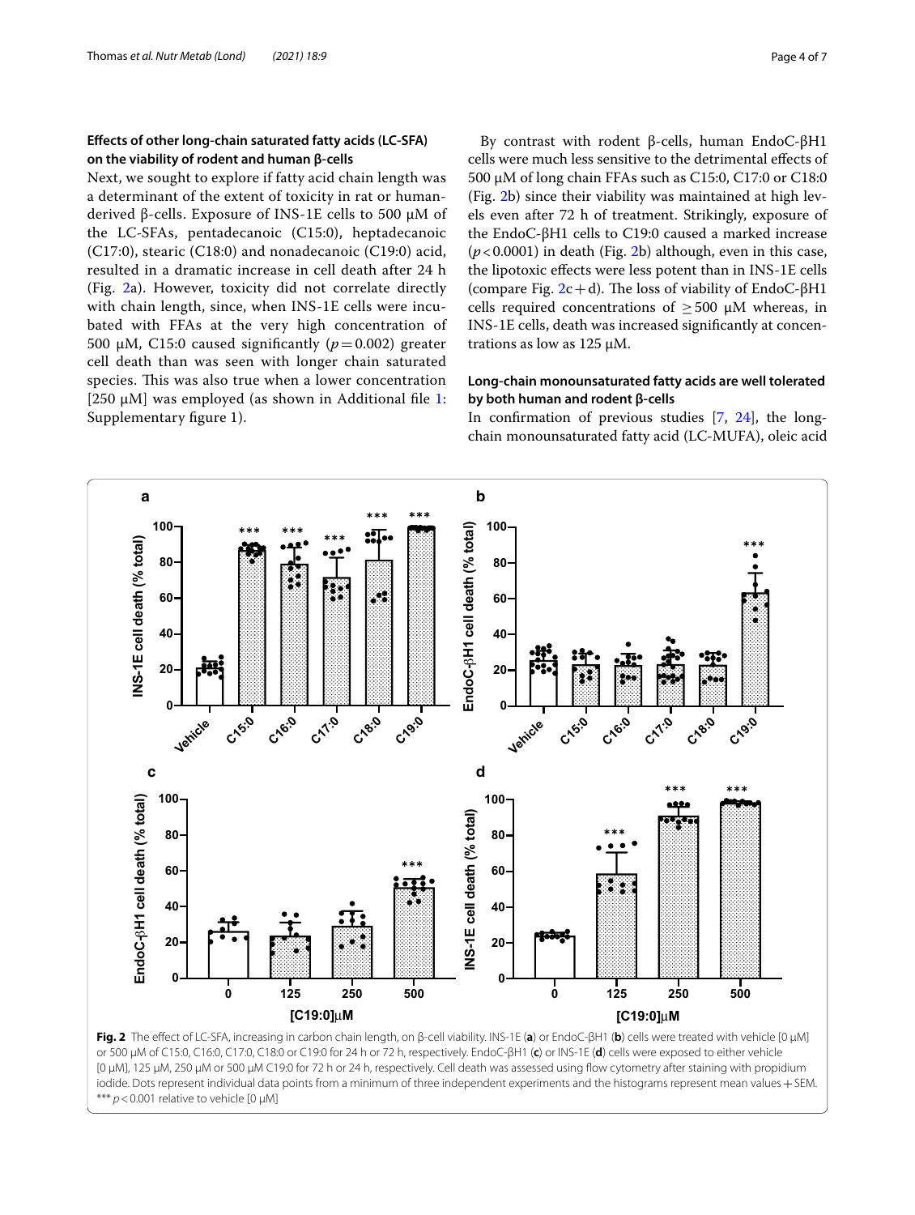### Effects of other long-chain saturated fatty acids (LC-SFA) on the viability of rodent and human β-cells

Next, we sought to explore if fatty acid chain length was a determinant of the extent of toxicity in rat or human-derived β-cells. Exposure of INS-1E cells to 500 μM of the LC-SFAs, pentadecanoic (C15:0), heptadecanoic (C17:0), stearic (C18:0) and nonadecanoic (C19:0) acid, resulted in a dramatic increase in cell death after 24 h (Fig. 2a). However, toxicity did not correlate directly with chain length, since, when INS-1E cells were incubated with FFAs at the very high concentration of 500 μM, C15:0 caused significantly ($p = 0.002$) greater cell death than was seen with longer chain saturated species. This was also true when a lower concentration [250 μM] was employed (as shown in Additional file 1: Supplementary figure 1).

By contrast with rodent β-cells, human EndoC-βH1 cells were much less sensitive to the detrimental effects of 500 μM of long chain FFAs such as C15:0, C17:0 or C18:0 (Fig. 2b) since their viability was maintained at high levels even after 72 h of treatment. Strikingly, exposure of the EndoC-βH1 cells to C19:0 caused a marked increase ($p < 0.0001$) in death (Fig. 2b) although, even in this case, the lipotoxic effects were less potent than in INS-1E cells (compare Fig. 2c + d). The loss of viability of EndoC-βH1 cells required concentrations of ≥ 500 μM whereas, in INS-1E cells, death was increased significantly at concentrations as low as 125 μM.

### Long-chain monounsaturated fatty acids are well tolerated by both human and rodent β-cells

In confirmation of previous studies [7, 24], the long-chain monounsaturated fatty acid (LC-MUFA), oleic acid

**Fig. 2** The effect of LC-SFA, increasing in carbon chain length, on β-cell viability. INS-1E (**a**) or EndoC-βH1 (**b**) cells were treated with vehicle [0 μM] or 500 μM of C15:0, C16:0, C17:0, C18:0 or C19:0 for 24 h or 72 h, respectively. EndoC-βH1 (**c**) or INS-1E (**d**) cells were exposed to either vehicle [0 μM], 125 μM, 250 μM or 500 μM C19:0 for 72 h or 24 h, respectively. Cell death was assessed using flow cytometry after staining with propidium iodide. Dots represent individual data points from a minimum of three independent experiments and the histograms represent mean values + SEM. *** $p < 0.001$ relative to vehicle [0 μM]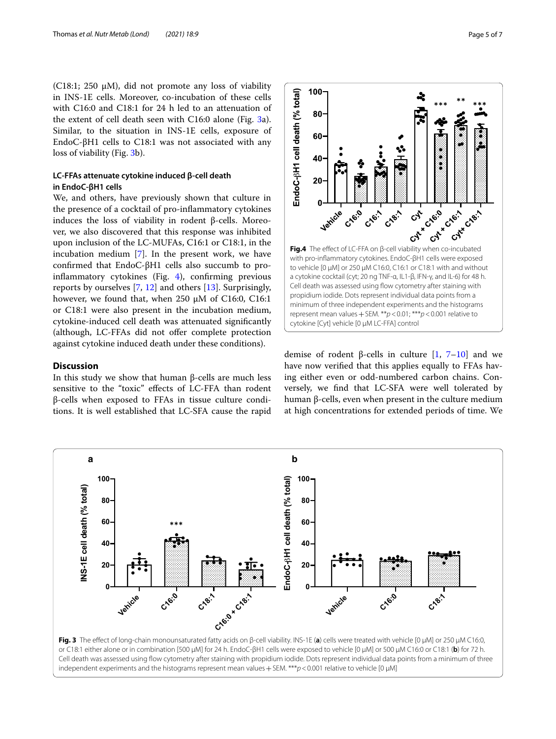(C18:1; 250 µM), did not promote any loss of viability in INS-1E cells. Moreover, co-incubation of these cells with C16:0 and C18:1 for 24 h led to an attenuation of the extent of cell death seen with C16:0 alone (Fig. 3a). Similar, to the situation in INS-1E cells, exposure of EndoC-βH1 cells to C18:1 was not associated with any loss of viability (Fig. 3b).

### LC-FFAs attenuate cytokine induced β-cell death in EndoC-βH1 cells

We, and others, have previously shown that culture in the presence of a cocktail of pro-inflammatory cytokines induces the loss of viability in rodent β-cells. Moreover, we also discovered that this response was inhibited upon inclusion of the LC-MUFAs, C16:1 or C18:1, in the incubation medium [7]. In the present work, we have confirmed that EndoC-βH1 cells also succumb to pro-inflammatory cytokines (Fig. 4), confirming previous reports by ourselves [7, 12] and others [13]. Surprisingly, however, we found that, when 250 µM of C16:0, C16:1 or C18:1 were also present in the incubation medium, cytokine-induced cell death was attenuated significantly (although, LC-FFAs did not offer complete protection against cytokine induced death under these conditions).

**Fig. 4** The effect of LC-FFA on β-cell viability when co-incubated with pro-inflammatory cytokines. EndoC-βH1 cells were exposed to vehicle [0 µM] or 250 µM C16:0, C16:1 or C18:1 with and without a cytokine cocktail (cyt; 20 ng TNF-α, IL1-β, IFN-γ, and IL-6) for 48 h. Cell death was assessed using flow cytometry after staining with propidium iodide. Dots represent individual data points from a minimum of three independent experiments and the histograms represent mean values + SEM. ** $p < 0.01$; *** $p < 0.001$ relative to cytokine [Cyt] vehicle [0 µM LC-FFA] control

## Discussion

In this study we show that human β-cells are much less sensitive to the "toxic" effects of LC-FFA than rodent β-cells when exposed to FFAs in tissue culture conditions. It is well established that LC-SFA cause the rapid demise of rodent β-cells in culture [1, 7–10] and we have now verified that this applies equally to FFAs having either even or odd-numbered carbon chains. Conversely, we find that LC-SFA were well tolerated by human β-cells, even when present in the culture medium at high concentrations for extended periods of time. We

**Fig. 3** The effect of long-chain monounsaturated fatty acids on β-cell viability. INS-1E (**a**) cells were treated with vehicle [0 µM] or 250 µM C16:0, or C18:1 either alone or in combination [500 µM] for 24 h. EndoC-βH1 cells were exposed to vehicle [0 µM] or 500 µM C16:0 or C18:1 (**b**) for 72 h. Cell death was assessed using flow cytometry after staining with propidium iodide. Dots represent individual data points from a minimum of three independent experiments and the histograms represent mean values + SEM. *** $p < 0.001$ relative to vehicle [0 µM]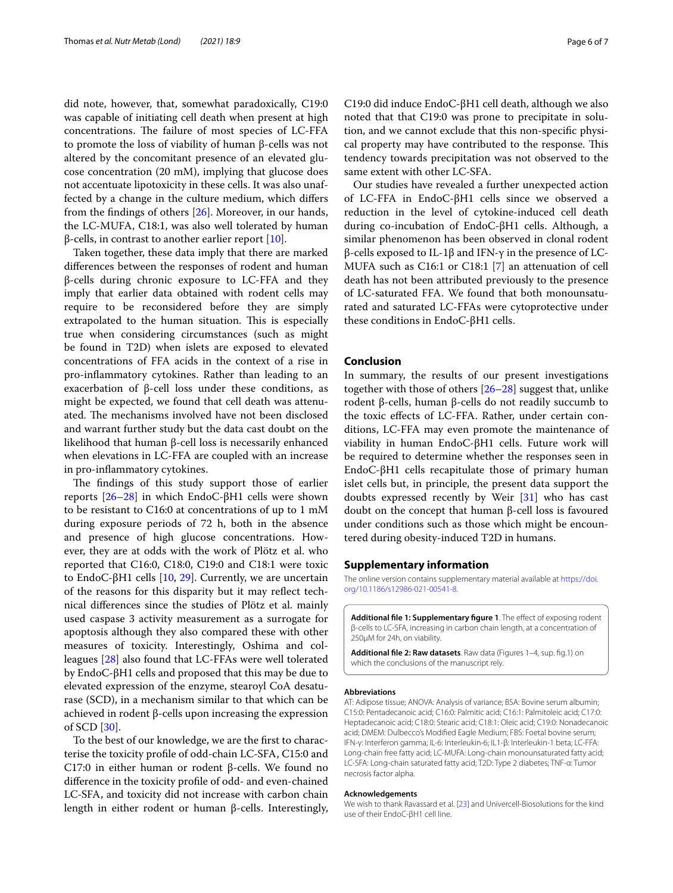did note, however, that, somewhat paradoxically, C19:0 was capable of initiating cell death when present at high concentrations. The failure of most species of LC-FFA to promote the loss of viability of human β-cells was not altered by the concomitant presence of an elevated glucose concentration (20 mM), implying that glucose does not accentuate lipotoxicity in these cells. It was also unaffected by a change in the culture medium, which differs from the findings of others [26]. Moreover, in our hands, the LC-MUFA, C18:1, was also well tolerated by human β-cells, in contrast to another earlier report [10].

Taken together, these data imply that there are marked differences between the responses of rodent and human β-cells during chronic exposure to LC-FFA and they imply that earlier data obtained with rodent cells may require to be reconsidered before they are simply extrapolated to the human situation. This is especially true when considering circumstances (such as might be found in T2D) when islets are exposed to elevated concentrations of FFA acids in the context of a rise in pro-inflammatory cytokines. Rather than leading to an exacerbation of β-cell loss under these conditions, as might be expected, we found that cell death was attenuated. The mechanisms involved have not been disclosed and warrant further study but the data cast doubt on the likelihood that human β-cell loss is necessarily enhanced when elevations in LC-FFA are coupled with an increase in pro-inflammatory cytokines.

The findings of this study support those of earlier reports [26–28] in which EndoC-βH1 cells were shown to be resistant to C16:0 at concentrations of up to 1 mM during exposure periods of 72 h, both in the absence and presence of high glucose concentrations. However, they are at odds with the work of Plötz et al. who reported that C16:0, C18:0, C19:0 and C18:1 were toxic to EndoC-βH1 cells [10, 29]. Currently, we are uncertain of the reasons for this disparity but it may reflect technical differences since the studies of Plötz et al. mainly used caspase 3 activity measurement as a surrogate for apoptosis although they also compared these with other measures of toxicity. Interestingly, Oshima and colleagues [28] also found that LC-FFAs were well tolerated by EndoC-βH1 cells and proposed that this may be due to elevated expression of the enzyme, stearoyl CoA desaturase (SCD), in a mechanism similar to that which can be achieved in rodent β-cells upon increasing the expression of SCD [30].

To the best of our knowledge, we are the first to characterise the toxicity profile of odd-chain LC-SFA, C15:0 and C17:0 in either human or rodent β-cells. We found no difference in the toxicity profile of odd- and even-chained LC-SFA, and toxicity did not increase with carbon chain length in either rodent or human β-cells. Interestingly, C19:0 did induce EndoC-βH1 cell death, although we also noted that that C19:0 was prone to precipitate in solution, and we cannot exclude that this non-specific physical property may have contributed to the response. This tendency towards precipitation was not observed to the same extent with other LC-SFA.

Our studies have revealed a further unexpected action of LC-FFA in EndoC-βH1 cells since we observed a reduction in the level of cytokine-induced cell death during co-incubation of EndoC-βH1 cells. Although, a similar phenomenon has been observed in clonal rodent β-cells exposed to IL-1β and IFN-γ in the presence of LC-MUFA such as C16:1 or C18:1 [7] an attenuation of cell death has not been attributed previously to the presence of LC-saturated FFA. We found that both monounsaturated and saturated LC-FFAs were cytoprotective under these conditions in EndoC-βH1 cells.

## Conclusion

In summary, the results of our present investigations together with those of others [26–28] suggest that, unlike rodent β-cells, human β-cells do not readily succumb to the toxic effects of LC-FFA. Rather, under certain conditions, LC-FFA may even promote the maintenance of viability in human EndoC-βH1 cells. Future work will be required to determine whether the responses seen in EndoC-βH1 cells recapitulate those of primary human islet cells but, in principle, the present data support the doubts expressed recently by Weir [31] who has cast doubt on the concept that human β-cell loss is favoured under conditions such as those which might be encountered during obesity-induced T2D in humans.

## Supplementary information

The online version contains supplementary material available at https://doi.org/10.1186/s12986-021-00541-8.

**Additional file 1: Supplementary figure 1**. The effect of exposing rodent β-cells to LC-SFA, increasing in carbon chain length, at a concentration of 250µM for 24h, on viability.

**Additional file 2: Raw datasets**. Raw data (Figures 1–4, sup. fig.1) on which the conclusions of the manuscript rely.

### Abbreviations

AT: Adipose tissue; ANOVA: Analysis of variance; BSA: Bovine serum albumin; C15:0: Pentadecanoic acid; C16:0: Palmitic acid; C16:1: Palmitoleic acid; C17:0: Heptadecanoic acid; C18:0: Stearic acid; C18:1: Oleic acid; C19:0: Nonadecanoic acid; DMEM: Dulbecco's Modified Eagle Medium; FBS: Foetal bovine serum; IFN-γ: Interferon gamma; IL-6: Interleukin-6; IL1-β: Interleukin-1 beta; LC-FFA: Long-chain free fatty acid; LC-MUFA: Long-chain monounsaturated fatty acid; LC-SFA: Long-chain saturated fatty acid; T2D: Type 2 diabetes; TNF-α: Tumor necrosis factor alpha.

### Acknowledgements

We wish to thank Ravassard et al. [23] and Univercell-Biosolutions for the kind use of their EndoC-βH1 cell line.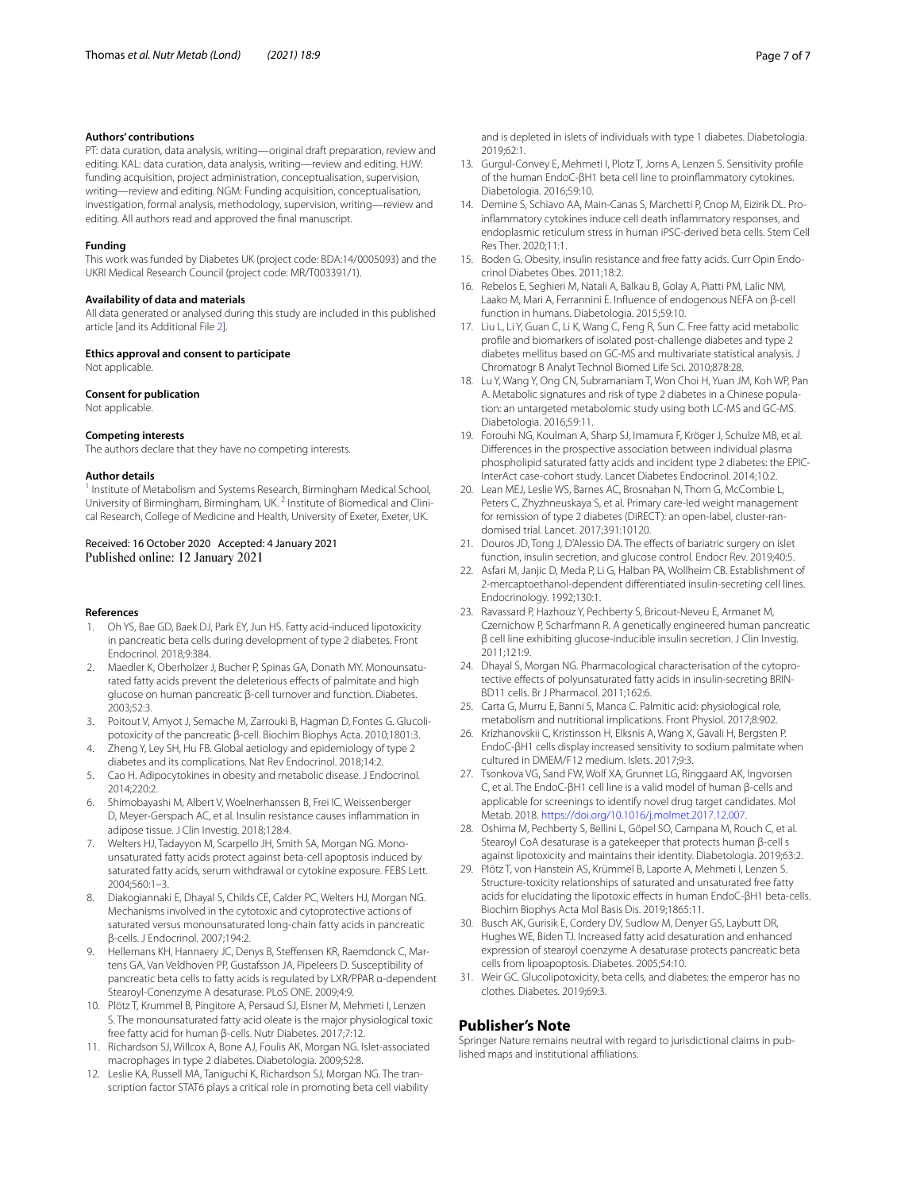#### Authors' contributions

PT: data curation, data analysis, writing—original draft preparation, review and editing. KAL: data curation, data analysis, writing—review and editing. HJW: funding acquisition, project administration, conceptualisation, supervision, writing—review and editing. NGM: Funding acquisition, conceptualisation, investigation, formal analysis, methodology, supervision, writing—review and editing. All authors read and approved the final manuscript.

#### Funding

This work was funded by Diabetes UK (project code: BDA:14/0005093) and the UKRI Medical Research Council (project code: MR/T003391/1).

#### Availability of data and materials

All data generated or analysed during this study are included in this published article [and its Additional File 2].

#### Ethics approval and consent to participate

Not applicable.

#### Consent for publication

Not applicable.

#### Competing interests

The authors declare that they have no competing interests.

#### Author details

[1] Institute of Metabolism and Systems Research, Birmingham Medical School, University of Birmingham, Birmingham, UK. [2] Institute of Biomedical and Clinical Research, College of Medicine and Health, University of Exeter, Exeter, UK.

Received: 16 October 2020 Accepted: 4 January 2021
Published online: 12 January 2021

#### References

1. Oh YS, Bae GD, Baek DJ, Park EY, Jun HS. Fatty acid-induced lipotoxicity in pancreatic beta cells during development of type 2 diabetes. Front Endocrinol. 2018;9:384.
2. Maedler K, Oberholzer J, Bucher P, Spinas GA, Donath MY. Monounsaturated fatty acids prevent the deleterious effects of palmitate and high glucose on human pancreatic β-cell turnover and function. Diabetes. 2003;52:3.
3. Poitout V, Amyot J, Semache M, Zarrouki B, Hagman D, Fontes G. Glucolipotoxicity of the pancreatic β-cell. Biochim Biophys Acta. 2010;1801:3.
4. Zheng Y, Ley SH, Hu FB. Global aetiology and epidemiology of type 2 diabetes and its complications. Nat Rev Endocrinol. 2018;14:2.
5. Cao H. Adipocytokines in obesity and metabolic disease. J Endocrinol. 2014;220:2.
6. Shimobayashi M, Albert V, Woelnerhanssen B, Frei IC, Weissenberger D, Meyer-Gerspach AC, et al. Insulin resistance causes inflammation in adipose tissue. J Clin Investig. 2018;128:4.
7. Welters HJ, Tadayyon M, Scarpello JH, Smith SA, Morgan NG. Mono-unsaturated fatty acids protect against beta-cell apoptosis induced by saturated fatty acids, serum withdrawal or cytokine exposure. FEBS Lett. 2004;560:1–3.
8. Diakogiannaki E, Dhayal S, Childs CE, Calder PC, Welters HJ, Morgan NG. Mechanisms involved in the cytotoxic and cytoprotective actions of saturated versus monounsaturated long-chain fatty acids in pancreatic β-cells. J Endocrinol. 2007;194:2.
9. Hellemans KH, Hannaery JC, Denys B, Steffensen KR, Raemdonck C, Martens GA, Van Veldhoven PP, Gustafsson JA, Pipeleers D. Susceptibility of pancreatic beta cells to fatty acids is regulated by LXR/PPAR α-dependent Stearoyl-Conenzyme A desaturase. PLoS ONE. 2009;4:9.
10. Plötz T, Krummel B, Pingitore A, Persaud SJ, Elsner M, Mehmeti I, Lenzen S. The monounsaturated fatty acid oleate is the major physiological toxic free fatty acid for human β-cells. Nutr Diabetes. 2017;7:12.
11. Richardson SJ, Willcox A, Bone AJ, Foulis AK, Morgan NG. Islet-associated macrophages in type 2 diabetes. Diabetologia. 2009;52:8.
12. Leslie KA, Russell MA, Taniguchi K, Richardson SJ, Morgan NG. The transcription factor STAT6 plays a critical role in promoting beta cell viability and is depleted in islets of individuals with type 1 diabetes. Diabetologia. 2019;62:1.
13. Gurgul-Convey E, Mehmeti I, Plotz T, Jorns A, Lenzen S. Sensitivity profile of the human EndoC-βH1 beta cell line to proinflammatory cytokines. Diabetologia. 2016;59:10.
14. Demine S, Schiavo AA, Main-Canas S, Marchetti P, Cnop M, Eizirik DL. Pro-inflammatory cytokines induce cell death inflammatory responses, and endoplasmic reticulum stress in human iPSC-derived beta cells. Stem Cell Res Ther. 2020;11:1.
15. Boden G. Obesity, insulin resistance and free fatty acids. Curr Opin Endocrinol Diabetes Obes. 2011;18:2.
16. Rebelos E, Seghieri M, Natali A, Balkau B, Golay A, Piatti PM, Lalic NM, Laako M, Mari A, Ferrannini E. Influence of endogenous NEFA on β-cell function in humans. Diabetologia. 2015;59:10.
17. Liu L, Li Y, Guan C, Li K, Wang C, Feng R, Sun C. Free fatty acid metabolic profile and biomarkers of isolated post-challenge diabetes and type 2 diabetes mellitus based on GC-MS and multivariate statistical analysis. J Chromatogr B Analyt Technol Biomed Life Sci. 2010;878:28.
18. Lu Y, Wang Y, Ong CN, Subramaniam T, Won Choi H, Yuan JM, Koh WP, Pan A. Metabolic signatures and risk of type 2 diabetes in a Chinese population: an untargeted metabolomic study using both LC-MS and GC-MS. Diabetologia. 2016;59:11.
19. Forouhi NG, Koulman A, Sharp SJ, Imamura F, Kröger J, Schulze MB, et al. Differences in the prospective association between individual plasma phospholipid saturated fatty acids and incident type 2 diabetes: the EPIC-InterAct case-cohort study. Lancet Diabetes Endocrinol. 2014;10:2.
20. Lean MEJ, Leslie WS, Barnes AC, Brosnahan N, Thom G, McCombie L, Peters C, Zhyzhneuskaya S, et al. Primary care-led weight management for remission of type 2 diabetes (DiRECT): an open-label, cluster-randomised trial. Lancet. 2017;391:10120.
21. Douros JD, Tong J, D'Alessio DA. The effects of bariatric surgery on islet function, insulin secretion, and glucose control. Endocr Rev. 2019;40:5.
22. Asfari M, Janjic D, Meda P, Li G, Halban PA, Wollheim CB. Establishment of 2-mercaptoethanol-dependent differentiated insulin-secreting cell lines. Endocrinology. 1992;130:1.
23. Ravassard P, Hazhouz Y, Pechberty S, Bricout-Neveu E, Armanet M, Czernichow P, Scharfmann R. A genetically engineered human pancreatic β cell line exhibiting glucose-inducible insulin secretion. J Clin Investig. 2011;121:9.
24. Dhayal S, Morgan NG. Pharmacological characterisation of the cytoprotective effects of polyunsaturated fatty acids in insulin-secreting BRIN-BD11 cells. Br J Pharmacol. 2011;162:6.
25. Carta G, Murru E, Banni S, Manca C. Palmitic acid: physiological role, metabolism and nutritional implications. Front Physiol. 2017;8:902.
26. Krizhanovskii C, Kristinsson H, Elksnis A, Wang X, Gavali H, Bergsten P. EndoC-βH1 cells display increased sensitivity to sodium palmitate when cultured in DMEM/F12 medium. Islets. 2017;9:3.
27. Tsonkova VG, Sand FW, Wolf XA, Grunnet LG, Ringgaard AK, Ingvorsen C, et al. The EndoC-βH1 cell line is a valid model of human β-cells and applicable for screenings to identify novel drug target candidates. Mol Metab. 2018. https://doi.org/10.1016/j.molmet.2017.12.007.
28. Oshima M, Pechberty S, Bellini L, Göpel SO, Campana M, Rouch C, et al. Stearoyl CoA desaturase is a gatekeeper that protects human β-cell s against lipotoxicity and maintains their identity. Diabetologia. 2019;63:2.
29. Plötz T, von Hanstein AS, Krümmel B, Laporte A, Mehmeti I, Lenzen S. Structure-toxicity relationships of saturated and unsaturated free fatty acids for elucidating the lipotoxic effects in human EndoC-βH1 beta-cells. Biochim Biophys Acta Mol Basis Dis. 2019;1865:11.
30. Busch AK, Gurisik E, Cordery DV, Sudlow M, Denyer GS, Laybutt DR, Hughes WE, Biden TJ. Increased fatty acid desaturation and enhanced expression of stearoyl coenzyme A desaturase protects pancreatic beta cells from lipoapoptosis. Diabetes. 2005;54:10.
31. Weir GC. Glucolipotoxicity, beta cells, and diabetes: the emperor has no clothes. Diabetes. 2019;69:3.

## Publisher's Note

Springer Nature remains neutral with regard to jurisdictional claims in published maps and institutional affiliations.